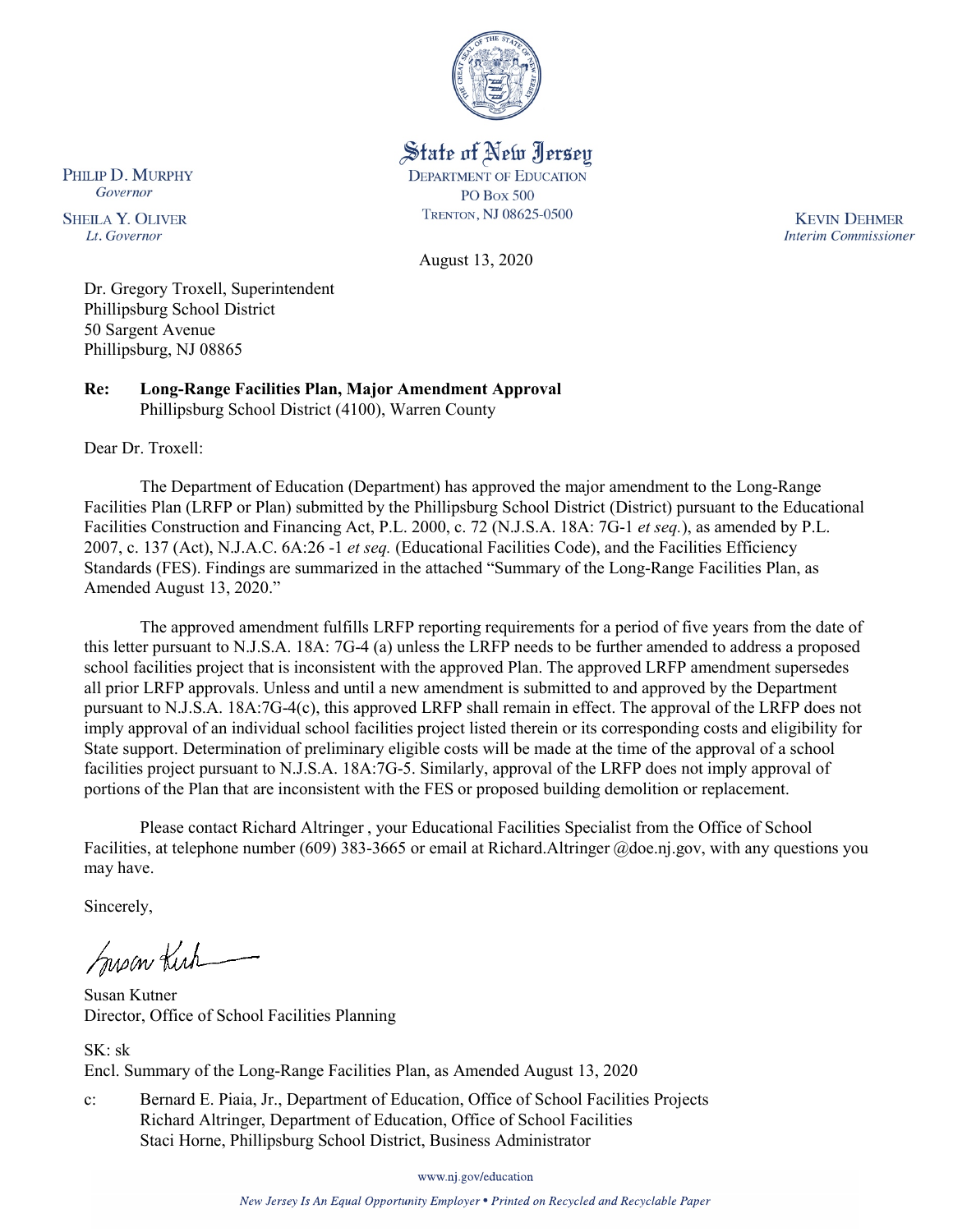State of New Jersey
DEPARTMENT OF EDUCATION
PO Box 500
TRENTON, NJ 08625-0500

PHILIP D. MURPHY
*Governor*

SHEILA Y. OLIVER
*Lt. Governor*

KEVIN DEHMER
*Interim Commissioner*

August 13, 2020

Dr. Gregory Troxell, Superintendent
Phillipsburg School District
50 Sargent Avenue
Phillipsburg, NJ 08865

**Re: Long-Range Facilities Plan, Major Amendment Approval**
Phillipsburg School District (4100), Warren County

Dear Dr. Troxell:

The Department of Education (Department) has approved the major amendment to the Long-Range Facilities Plan (LRFP or Plan) submitted by the Phillipsburg School District (District) pursuant to the Educational Facilities Construction and Financing Act, P.L. 2000, c. 72 (N.J.S.A. 18A: 7G-1 *et seq.*), as amended by P.L. 2007, c. 137 (Act), N.J.A.C. 6A:26 -1 *et seq.* (Educational Facilities Code), and the Facilities Efficiency Standards (FES). Findings are summarized in the attached "Summary of the Long-Range Facilities Plan, as Amended August 13, 2020."

The approved amendment fulfills LRFP reporting requirements for a period of five years from the date of this letter pursuant to N.J.S.A. 18A: 7G-4 (a) unless the LRFP needs to be further amended to address a proposed school facilities project that is inconsistent with the approved Plan. The approved LRFP amendment supersedes all prior LRFP approvals. Unless and until a new amendment is submitted to and approved by the Department pursuant to N.J.S.A. 18A:7G-4(c), this approved LRFP shall remain in effect. The approval of the LRFP does not imply approval of an individual school facilities project listed therein or its corresponding costs and eligibility for State support. Determination of preliminary eligible costs will be made at the time of the approval of a school facilities project pursuant to N.J.S.A. 18A:7G-5. Similarly, approval of the LRFP does not imply approval of portions of the Plan that are inconsistent with the FES or proposed building demolition or replacement.

Please contact Richard Altringer , your Educational Facilities Specialist from the Office of School Facilities, at telephone number (609) 383-3665 or email at Richard.Altringer @doe.nj.gov, with any questions you may have.

Sincerely,

Susan Kutner
Director, Office of School Facilities Planning

SK: sk
Encl. Summary of the Long-Range Facilities Plan, as Amended August 13, 2020

c: Bernard E. Piaia, Jr., Department of Education, Office of School Facilities Projects
Richard Altringer, Department of Education, Office of School Facilities
Staci Horne, Phillipsburg School District, Business Administrator

www.nj.gov/education

*New Jersey Is An Equal Opportunity Employer • Printed on Recycled and Recyclable Paper*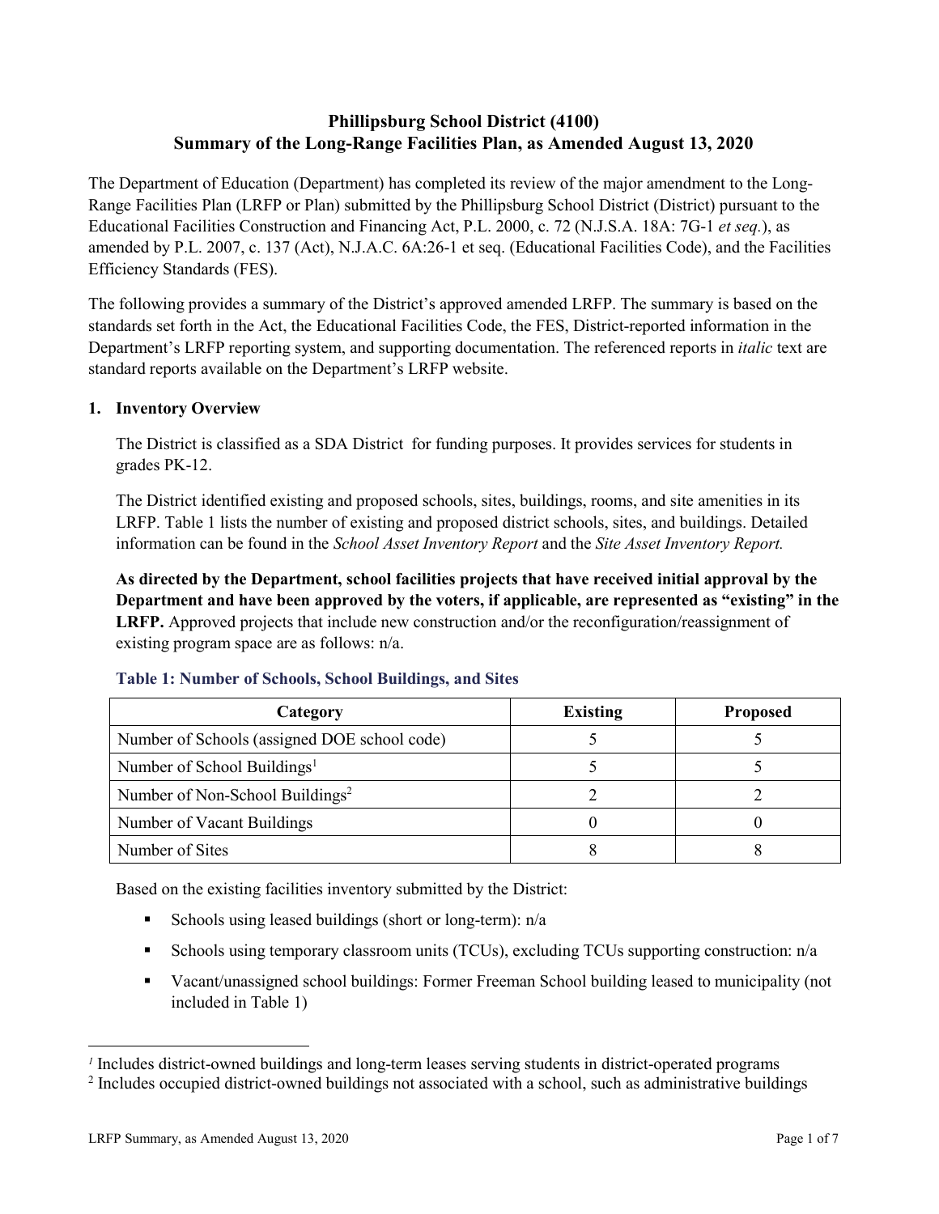# Phillipsburg School District (4100)
## Summary of the Long-Range Facilities Plan, as Amended August 13, 2020

The Department of Education (Department) has completed its review of the major amendment to the Long-Range Facilities Plan (LRFP or Plan) submitted by the Phillipsburg School District (District) pursuant to the Educational Facilities Construction and Financing Act, P.L. 2000, c. 72 (N.J.S.A. 18A: 7G-1 *et seq.*), as amended by P.L. 2007, c. 137 (Act), N.J.A.C. 6A:26-1 et seq. (Educational Facilities Code), and the Facilities Efficiency Standards (FES).

The following provides a summary of the District's approved amended LRFP. The summary is based on the standards set forth in the Act, the Educational Facilities Code, the FES, District-reported information in the Department's LRFP reporting system, and supporting documentation. The referenced reports in *italic* text are standard reports available on the Department's LRFP website.

### 1. Inventory Overview

The District is classified as a SDA District for funding purposes. It provides services for students in grades PK-12.

The District identified existing and proposed schools, sites, buildings, rooms, and site amenities in its LRFP. Table 1 lists the number of existing and proposed district schools, sites, and buildings. Detailed information can be found in the *School Asset Inventory Report* and the *Site Asset Inventory Report.*

**As directed by the Department, school facilities projects that have received initial approval by the Department and have been approved by the voters, if applicable, are represented as "existing" in the LRFP.** Approved projects that include new construction and/or the reconfiguration/reassignment of existing program space are as follows: n/a.

**Table 1: Number of Schools, School Buildings, and Sites**

| Category | Existing | Proposed |
|---|---|---|
| Number of Schools (assigned DOE school code) | 5 | 5 |
| Number of School Buildings[1] | 5 | 5 |
| Number of Non-School Buildings[2] | 2 | 2 |
| Number of Vacant Buildings | 0 | 0 |
| Number of Sites | 8 | 8 |

Based on the existing facilities inventory submitted by the District:

- Schools using leased buildings (short or long-term): n/a
- Schools using temporary classroom units (TCUs), excluding TCUs supporting construction: n/a
- Vacant/unassigned school buildings: Former Freeman School building leased to municipality (not included in Table 1)

[1] Includes district-owned buildings and long-term leases serving students in district-operated programs

[2] Includes occupied district-owned buildings not associated with a school, such as administrative buildings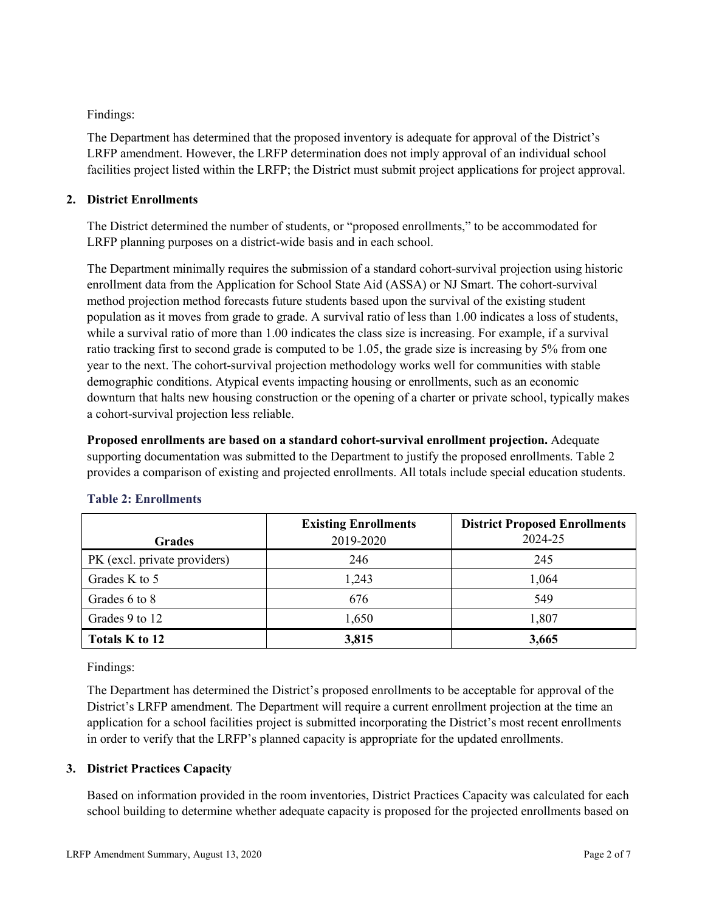Findings:

The Department has determined that the proposed inventory is adequate for approval of the District's LRFP amendment. However, the LRFP determination does not imply approval of an individual school facilities project listed within the LRFP; the District must submit project applications for project approval.

## 2. District Enrollments

The District determined the number of students, or "proposed enrollments," to be accommodated for LRFP planning purposes on a district-wide basis and in each school.

The Department minimally requires the submission of a standard cohort-survival projection using historic enrollment data from the Application for School State Aid (ASSA) or NJ Smart. The cohort-survival method projection method forecasts future students based upon the survival of the existing student population as it moves from grade to grade. A survival ratio of less than 1.00 indicates a loss of students, while a survival ratio of more than 1.00 indicates the class size is increasing. For example, if a survival ratio tracking first to second grade is computed to be 1.05, the grade size is increasing by 5% from one year to the next. The cohort-survival projection methodology works well for communities with stable demographic conditions. Atypical events impacting housing or enrollments, such as an economic downturn that halts new housing construction or the opening of a charter or private school, typically makes a cohort-survival projection less reliable.

**Proposed enrollments are based on a standard cohort-survival enrollment projection.** Adequate supporting documentation was submitted to the Department to justify the proposed enrollments. Table 2 provides a comparison of existing and projected enrollments. All totals include special education students.

**Table 2: Enrollments**

| Grades | **Existing Enrollments** 2019-2020 | **District Proposed Enrollments** 2024-25 |
|---|---|---|
| PK (excl. private providers) | 246 | 245 |
| Grades K to 5 | 1,243 | 1,064 |
| Grades 6 to 8 | 676 | 549 |
| Grades 9 to 12 | 1,650 | 1,807 |
| **Totals K to 12** | **3,815** | **3,665** |

Findings:

The Department has determined the District's proposed enrollments to be acceptable for approval of the District's LRFP amendment. The Department will require a current enrollment projection at the time an application for a school facilities project is submitted incorporating the District's most recent enrollments in order to verify that the LRFP's planned capacity is appropriate for the updated enrollments.

## 3. District Practices Capacity

Based on information provided in the room inventories, District Practices Capacity was calculated for each school building to determine whether adequate capacity is proposed for the projected enrollments based on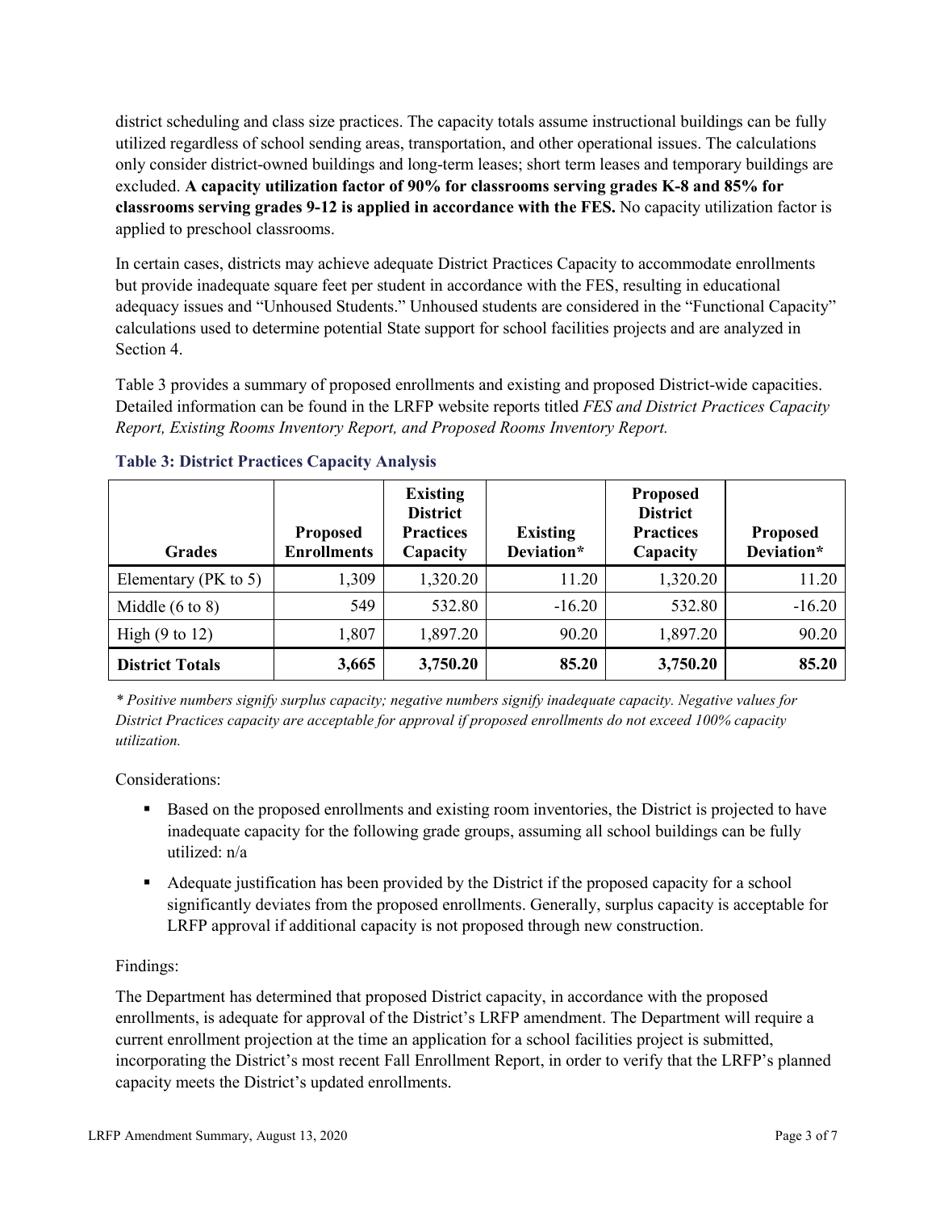district scheduling and class size practices. The capacity totals assume instructional buildings can be fully utilized regardless of school sending areas, transportation, and other operational issues. The calculations only consider district-owned buildings and long-term leases; short term leases and temporary buildings are excluded. **A capacity utilization factor of 90% for classrooms serving grades K-8 and 85% for classrooms serving grades 9-12 is applied in accordance with the FES.** No capacity utilization factor is applied to preschool classrooms.

In certain cases, districts may achieve adequate District Practices Capacity to accommodate enrollments but provide inadequate square feet per student in accordance with the FES, resulting in educational adequacy issues and "Unhoused Students." Unhoused students are considered in the "Functional Capacity" calculations used to determine potential State support for school facilities projects and are analyzed in Section 4.

Table 3 provides a summary of proposed enrollments and existing and proposed District-wide capacities. Detailed information can be found in the LRFP website reports titled *FES and District Practices Capacity Report, Existing Rooms Inventory Report, and Proposed Rooms Inventory Report.*

### Table 3: District Practices Capacity Analysis

| Grades | Proposed Enrollments | Existing District Practices Capacity | Existing Deviation* | Proposed District Practices Capacity | Proposed Deviation* |
|---|---|---|---|---|---|
| Elementary (PK to 5) | 1,309 | 1,320.20 | 11.20 | 1,320.20 | 11.20 |
| Middle (6 to 8) | 549 | 532.80 | -16.20 | 532.80 | -16.20 |
| High (9 to 12) | 1,807 | 1,897.20 | 90.20 | 1,897.20 | 90.20 |
| **District Totals** | **3,665** | **3,750.20** | **85.20** | **3,750.20** | **85.20** |

*\* Positive numbers signify surplus capacity; negative numbers signify inadequate capacity. Negative values for District Practices capacity are acceptable for approval if proposed enrollments do not exceed 100% capacity utilization.*

Considerations:

- Based on the proposed enrollments and existing room inventories, the District is projected to have inadequate capacity for the following grade groups, assuming all school buildings can be fully utilized: n/a
- Adequate justification has been provided by the District if the proposed capacity for a school significantly deviates from the proposed enrollments. Generally, surplus capacity is acceptable for LRFP approval if additional capacity is not proposed through new construction.

Findings:

The Department has determined that proposed District capacity, in accordance with the proposed enrollments, is adequate for approval of the District's LRFP amendment. The Department will require a current enrollment projection at the time an application for a school facilities project is submitted, incorporating the District's most recent Fall Enrollment Report, in order to verify that the LRFP's planned capacity meets the District's updated enrollments.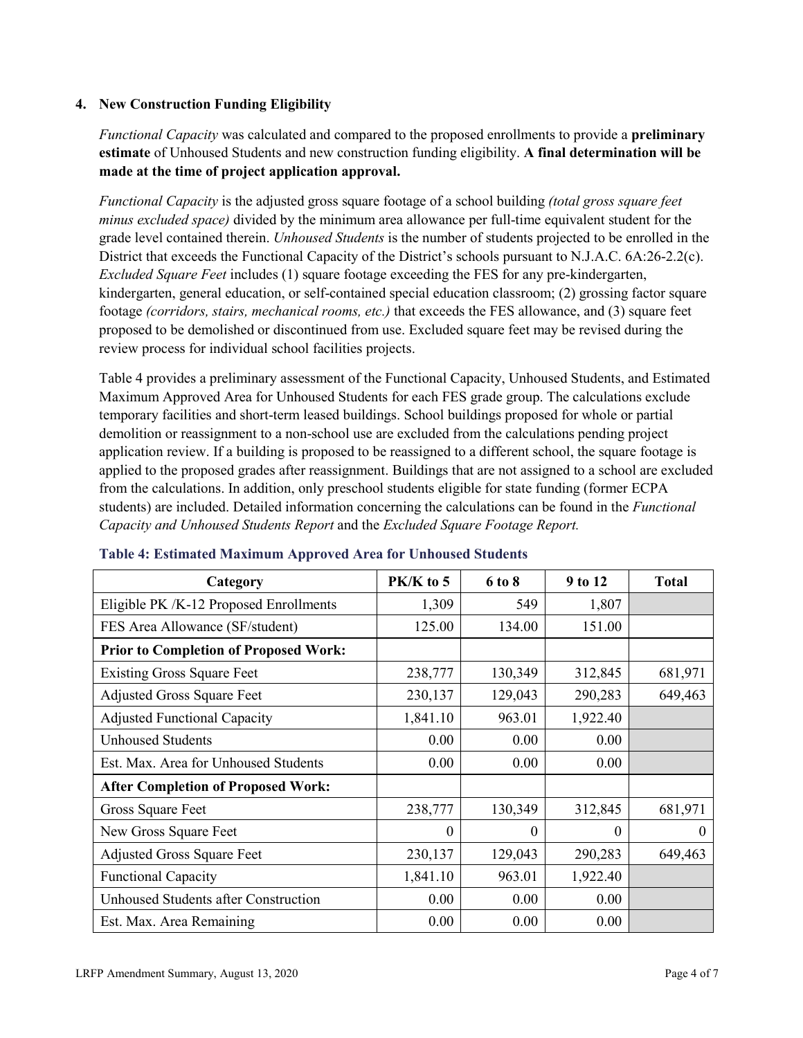## 4. New Construction Funding Eligibility

*Functional Capacity* was calculated and compared to the proposed enrollments to provide a **preliminary estimate** of Unhoused Students and new construction funding eligibility. **A final determination will be made at the time of project application approval.**

*Functional Capacity* is the adjusted gross square footage of a school building *(total gross square feet minus excluded space)* divided by the minimum area allowance per full-time equivalent student for the grade level contained therein. *Unhoused Students* is the number of students projected to be enrolled in the District that exceeds the Functional Capacity of the District's schools pursuant to N.J.A.C. 6A:26-2.2(c). *Excluded Square Feet* includes (1) square footage exceeding the FES for any pre-kindergarten, kindergarten, general education, or self-contained special education classroom; (2) grossing factor square footage *(corridors, stairs, mechanical rooms, etc.)* that exceeds the FES allowance, and (3) square feet proposed to be demolished or discontinued from use. Excluded square feet may be revised during the review process for individual school facilities projects.

Table 4 provides a preliminary assessment of the Functional Capacity, Unhoused Students, and Estimated Maximum Approved Area for Unhoused Students for each FES grade group. The calculations exclude temporary facilities and short-term leased buildings. School buildings proposed for whole or partial demolition or reassignment to a non-school use are excluded from the calculations pending project application review. If a building is proposed to be reassigned to a different school, the square footage is applied to the proposed grades after reassignment. Buildings that are not assigned to a school are excluded from the calculations. In addition, only preschool students eligible for state funding (former ECPA students) are included. Detailed information concerning the calculations can be found in the *Functional Capacity and Unhoused Students Report* and the *Excluded Square Footage Report.*

**Table 4: Estimated Maximum Approved Area for Unhoused Students**

| Category | PK/K to 5 | 6 to 8 | 9 to 12 | Total |
|---|---|---|---|---|
| Eligible PK /K-12 Proposed Enrollments | 1,309 | 549 | 1,807 | |
| FES Area Allowance (SF/student) | 125.00 | 134.00 | 151.00 | |
| **Prior to Completion of Proposed Work:** | | | | |
| Existing Gross Square Feet | 238,777 | 130,349 | 312,845 | 681,971 |
| Adjusted Gross Square Feet | 230,137 | 129,043 | 290,283 | 649,463 |
| Adjusted Functional Capacity | 1,841.10 | 963.01 | 1,922.40 | |
| Unhoused Students | 0.00 | 0.00 | 0.00 | |
| Est. Max. Area for Unhoused Students | 0.00 | 0.00 | 0.00 | |
| **After Completion of Proposed Work:** | | | | |
| Gross Square Feet | 238,777 | 130,349 | 312,845 | 681,971 |
| New Gross Square Feet | 0 | 0 | 0 | 0 |
| Adjusted Gross Square Feet | 230,137 | 129,043 | 290,283 | 649,463 |
| Functional Capacity | 1,841.10 | 963.01 | 1,922.40 | |
| Unhoused Students after Construction | 0.00 | 0.00 | 0.00 | |
| Est. Max. Area Remaining | 0.00 | 0.00 | 0.00 | |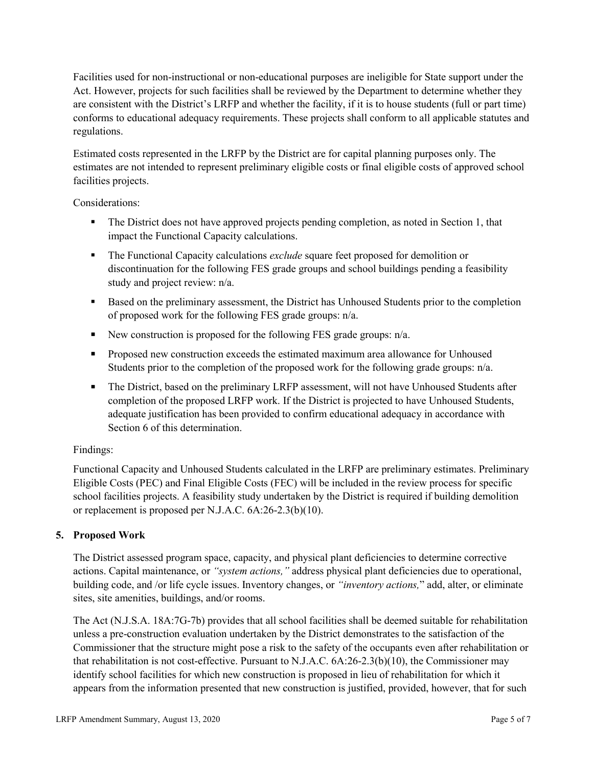Facilities used for non-instructional or non-educational purposes are ineligible for State support under the Act. However, projects for such facilities shall be reviewed by the Department to determine whether they are consistent with the District's LRFP and whether the facility, if it is to house students (full or part time) conforms to educational adequacy requirements. These projects shall conform to all applicable statutes and regulations.

Estimated costs represented in the LRFP by the District are for capital planning purposes only. The estimates are not intended to represent preliminary eligible costs or final eligible costs of approved school facilities projects.

Considerations:

- The District does not have approved projects pending completion, as noted in Section 1, that impact the Functional Capacity calculations.
- The Functional Capacity calculations *exclude* square feet proposed for demolition or discontinuation for the following FES grade groups and school buildings pending a feasibility study and project review: n/a.
- Based on the preliminary assessment, the District has Unhoused Students prior to the completion of proposed work for the following FES grade groups: n/a.
- New construction is proposed for the following FES grade groups: n/a.
- Proposed new construction exceeds the estimated maximum area allowance for Unhoused Students prior to the completion of the proposed work for the following grade groups: n/a.
- The District, based on the preliminary LRFP assessment, will not have Unhoused Students after completion of the proposed LRFP work. If the District is projected to have Unhoused Students, adequate justification has been provided to confirm educational adequacy in accordance with Section 6 of this determination.

Findings:

Functional Capacity and Unhoused Students calculated in the LRFP are preliminary estimates. Preliminary Eligible Costs (PEC) and Final Eligible Costs (FEC) will be included in the review process for specific school facilities projects. A feasibility study undertaken by the District is required if building demolition or replacement is proposed per N.J.A.C. 6A:26-2.3(b)(10).

## 5. Proposed Work

The District assessed program space, capacity, and physical plant deficiencies to determine corrective actions. Capital maintenance, or *"system actions,"* address physical plant deficiencies due to operational, building code, and /or life cycle issues. Inventory changes, or *"inventory actions,"* add, alter, or eliminate sites, site amenities, buildings, and/or rooms.

The Act (N.J.S.A. 18A:7G-7b) provides that all school facilities shall be deemed suitable for rehabilitation unless a pre-construction evaluation undertaken by the District demonstrates to the satisfaction of the Commissioner that the structure might pose a risk to the safety of the occupants even after rehabilitation or that rehabilitation is not cost-effective. Pursuant to N.J.A.C. 6A:26-2.3(b)(10), the Commissioner may identify school facilities for which new construction is proposed in lieu of rehabilitation for which it appears from the information presented that new construction is justified, provided, however, that for such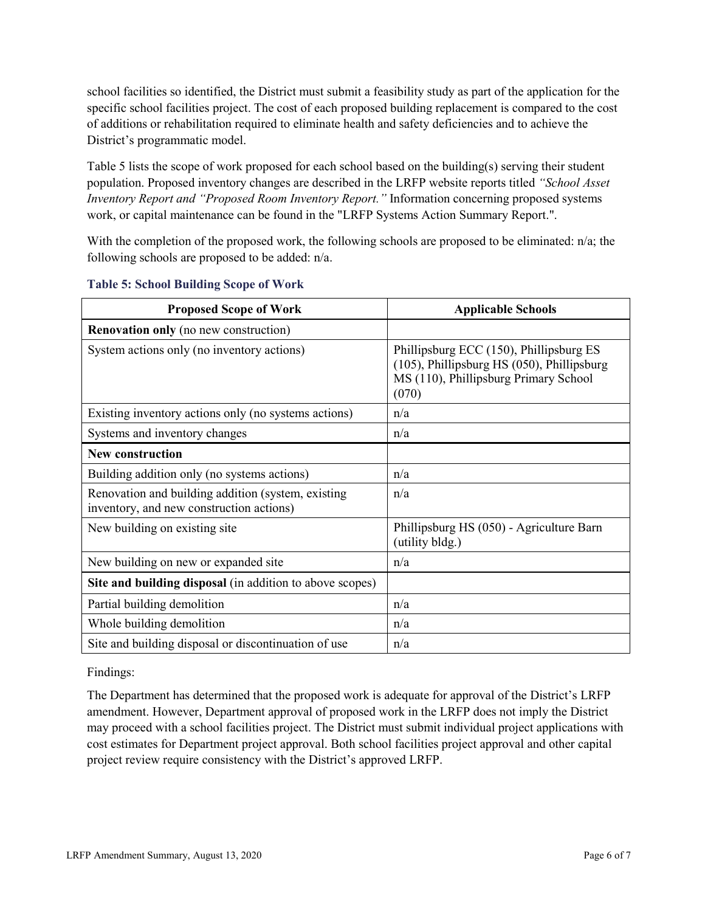school facilities so identified, the District must submit a feasibility study as part of the application for the specific school facilities project. The cost of each proposed building replacement is compared to the cost of additions or rehabilitation required to eliminate health and safety deficiencies and to achieve the District's programmatic model.

Table 5 lists the scope of work proposed for each school based on the building(s) serving their student population. Proposed inventory changes are described in the LRFP website reports titled *"School Asset Inventory Report and "Proposed Room Inventory Report."* Information concerning proposed systems work, or capital maintenance can be found in the "LRFP Systems Action Summary Report.".

With the completion of the proposed work, the following schools are proposed to be eliminated: n/a; the following schools are proposed to be added: n/a.

### Table 5: School Building Scope of Work

| Proposed Scope of Work | Applicable Schools |
|---|---|
| **Renovation only** (no new construction) | |
| System actions only (no inventory actions) | Phillipsburg ECC (150), Phillipsburg ES (105), Phillipsburg HS (050), Phillipsburg MS (110), Phillipsburg Primary School (070) |
| Existing inventory actions only (no systems actions) | n/a |
| Systems and inventory changes | n/a |
| **New construction** | |
| Building addition only (no systems actions) | n/a |
| Renovation and building addition (system, existing inventory, and new construction actions) | n/a |
| New building on existing site | Phillipsburg HS (050) - Agriculture Barn (utility bldg.) |
| New building on new or expanded site | n/a |
| **Site and building disposal** (in addition to above scopes) | |
| Partial building demolition | n/a |
| Whole building demolition | n/a |
| Site and building disposal or discontinuation of use | n/a |

Findings:

The Department has determined that the proposed work is adequate for approval of the District's LRFP amendment. However, Department approval of proposed work in the LRFP does not imply the District may proceed with a school facilities project. The District must submit individual project applications with cost estimates for Department project approval. Both school facilities project approval and other capital project review require consistency with the District's approved LRFP.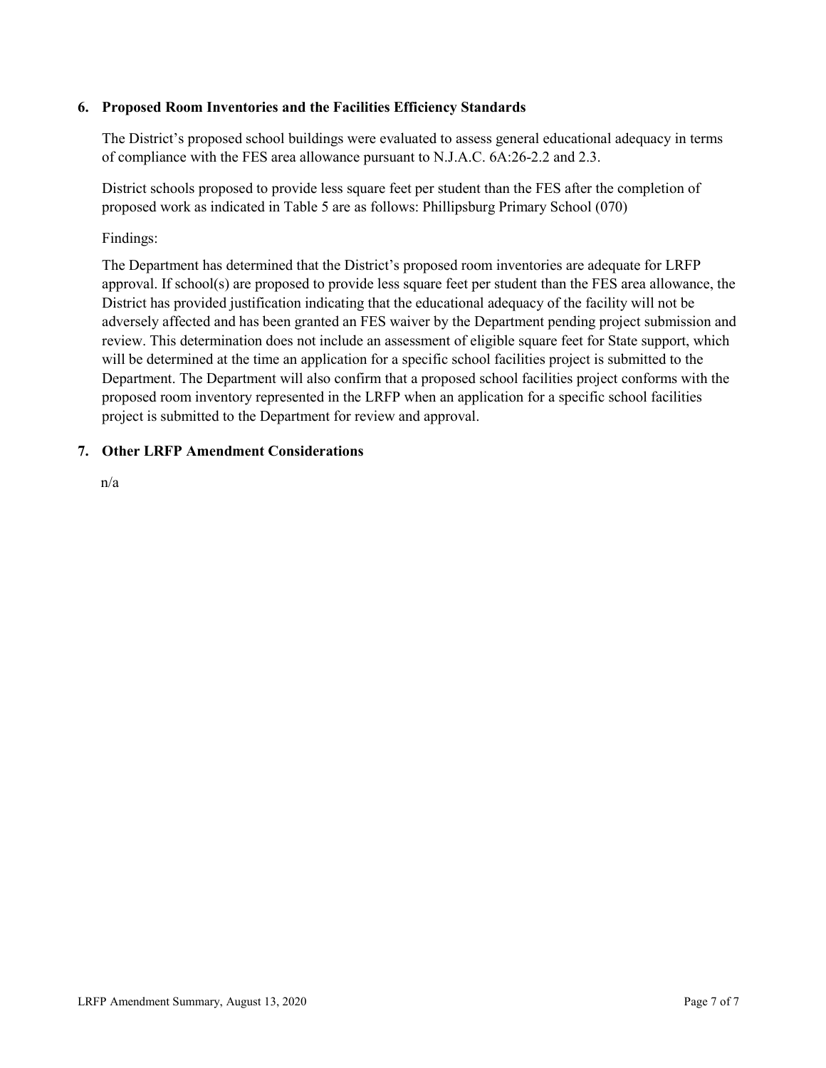## 6. Proposed Room Inventories and the Facilities Efficiency Standards

The District's proposed school buildings were evaluated to assess general educational adequacy in terms of compliance with the FES area allowance pursuant to N.J.A.C. 6A:26-2.2 and 2.3.

District schools proposed to provide less square feet per student than the FES after the completion of proposed work as indicated in Table 5 are as follows: Phillipsburg Primary School (070)

Findings:

The Department has determined that the District's proposed room inventories are adequate for LRFP approval. If school(s) are proposed to provide less square feet per student than the FES area allowance, the District has provided justification indicating that the educational adequacy of the facility will not be adversely affected and has been granted an FES waiver by the Department pending project submission and review. This determination does not include an assessment of eligible square feet for State support, which will be determined at the time an application for a specific school facilities project is submitted to the Department. The Department will also confirm that a proposed school facilities project conforms with the proposed room inventory represented in the LRFP when an application for a specific school facilities project is submitted to the Department for review and approval.

## 7. Other LRFP Amendment Considerations

n/a